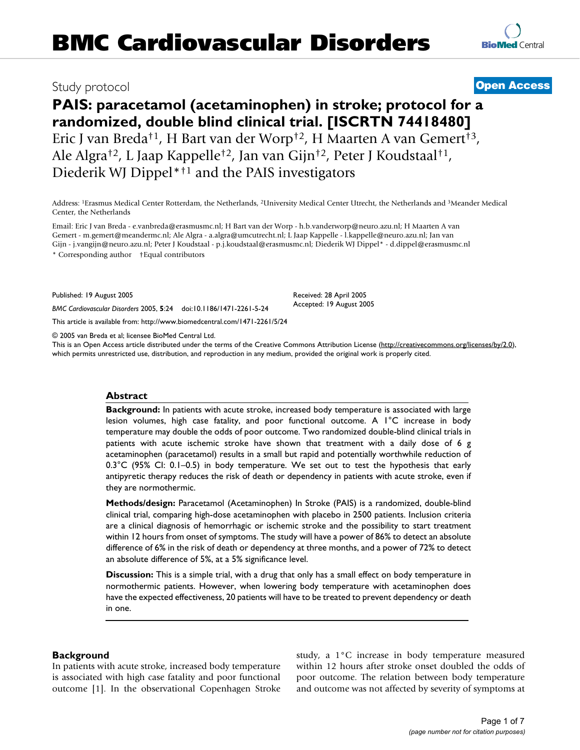# BMC Cardiovascular Disorders

Study protocol

**Open Access**

# PAIS: paracetamol (acetaminophen) in stroke; protocol for a randomized, double blind clinical trial. [ISCRTN 74418480]

Eric J van Breda†[1], H Bart van der Worp†[2], H Maarten A van Gemert†[3], Ale Algra†[2], L Jaap Kappelle†[2], Jan van Gijn†[2], Peter J Koudstaal†[1], Diederik WJ Dippel*†[1] and the PAIS investigators

Address: [1]Erasmus Medical Center Rotterdam, the Netherlands, [2]University Medical Center Utrecht, the Netherlands and [3]Meander Medical Center, the Netherlands

Email: Eric J van Breda - e.vanbreda@erasmusmc.nl; H Bart van der Worp - h.b.vanderworp@neuro.azu.nl; H Maarten A van Gemert - m.gemert@meandermc.nl; Ale Algra - a.algra@umcutrecht.nl; L Jaap Kappelle - l.kappelle@neuro.azu.nl; Jan van Gijn - j.vangijn@neuro.azu.nl; Peter J Koudstaal - p.j.koudstaal@erasmusmc.nl; Diederik WJ Dippel* - d.dippel@erasmusmc.nl

\* Corresponding author †Equal contributors

Published: 19 August 2005

*BMC Cardiovascular Disorders* 2005, **5**:24 doi:10.1186/1471-2261-5-24

Received: 28 April 2005
Accepted: 19 August 2005

This article is available from: http://www.biomedcentral.com/1471-2261/5/24

© 2005 van Breda et al; licensee BioMed Central Ltd.
This is an Open Access article distributed under the terms of the Creative Commons Attribution License (http://creativecommons.org/licenses/by/2.0), which permits unrestricted use, distribution, and reproduction in any medium, provided the original work is properly cited.

## Abstract

**Background:** In patients with acute stroke, increased body temperature is associated with large lesion volumes, high case fatality, and poor functional outcome. A 1°C increase in body temperature may double the odds of poor outcome. Two randomized double-blind clinical trials in patients with acute ischemic stroke have shown that treatment with a daily dose of 6 g acetaminophen (paracetamol) results in a small but rapid and potentially worthwhile reduction of 0.3°C (95% CI: 0.1–0.5) in body temperature. We set out to test the hypothesis that early antipyretic therapy reduces the risk of death or dependency in patients with acute stroke, even if they are normothermic.

**Methods/design:** Paracetamol (Acetaminophen) In Stroke (PAIS) is a randomized, double-blind clinical trial, comparing high-dose acetaminophen with placebo in 2500 patients. Inclusion criteria are a clinical diagnosis of hemorrhagic or ischemic stroke and the possibility to start treatment within 12 hours from onset of symptoms. The study will have a power of 86% to detect an absolute difference of 6% in the risk of death or dependency at three months, and a power of 72% to detect an absolute difference of 5%, at a 5% significance level.

**Discussion:** This is a simple trial, with a drug that only has a small effect on body temperature in normothermic patients. However, when lowering body temperature with acetaminophen does have the expected effectiveness, 20 patients will have to be treated to prevent dependency or death in one.

## Background

In patients with acute stroke, increased body temperature is associated with high case fatality and poor functional outcome [1]. In the observational Copenhagen Stroke study, a 1°C increase in body temperature measured within 12 hours after stroke onset doubled the odds of poor outcome. The relation between body temperature and outcome was not affected by severity of symptoms at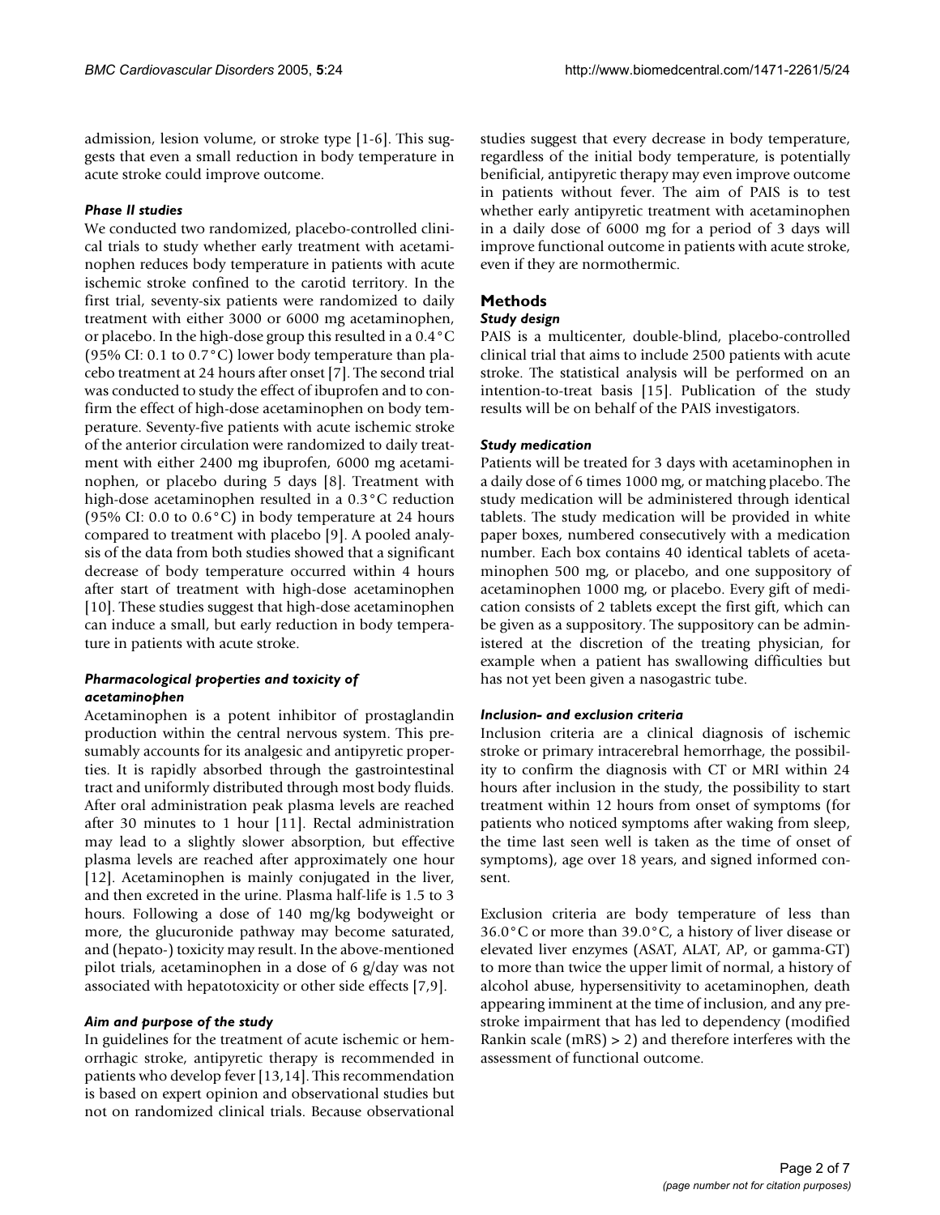admission, lesion volume, or stroke type [1-6]. This suggests that even a small reduction in body temperature in acute stroke could improve outcome.

### *Phase II studies*

We conducted two randomized, placebo-controlled clinical trials to study whether early treatment with acetaminophen reduces body temperature in patients with acute ischemic stroke confined to the carotid territory. In the first trial, seventy-six patients were randomized to daily treatment with either 3000 or 6000 mg acetaminophen, or placebo. In the high-dose group this resulted in a 0.4°C (95% CI: 0.1 to 0.7°C) lower body temperature than placebo treatment at 24 hours after onset [7]. The second trial was conducted to study the effect of ibuprofen and to confirm the effect of high-dose acetaminophen on body temperature. Seventy-five patients with acute ischemic stroke of the anterior circulation were randomized to daily treatment with either 2400 mg ibuprofen, 6000 mg acetaminophen, or placebo during 5 days [8]. Treatment with high-dose acetaminophen resulted in a 0.3°C reduction (95% CI: 0.0 to 0.6°C) in body temperature at 24 hours compared to treatment with placebo [9]. A pooled analysis of the data from both studies showed that a significant decrease of body temperature occurred within 4 hours after start of treatment with high-dose acetaminophen [10]. These studies suggest that high-dose acetaminophen can induce a small, but early reduction in body temperature in patients with acute stroke.

### *Pharmacological properties and toxicity of acetaminophen*

Acetaminophen is a potent inhibitor of prostaglandin production within the central nervous system. This presumably accounts for its analgesic and antipyretic properties. It is rapidly absorbed through the gastrointestinal tract and uniformly distributed through most body fluids. After oral administration peak plasma levels are reached after 30 minutes to 1 hour [11]. Rectal administration may lead to a slightly slower absorption, but effective plasma levels are reached after approximately one hour [12]. Acetaminophen is mainly conjugated in the liver, and then excreted in the urine. Plasma half-life is 1.5 to 3 hours. Following a dose of 140 mg/kg bodyweight or more, the glucuronide pathway may become saturated, and (hepato-) toxicity may result. In the above-mentioned pilot trials, acetaminophen in a dose of 6 g/day was not associated with hepatotoxicity or other side effects [7,9].

### *Aim and purpose of the study*

In guidelines for the treatment of acute ischemic or hemorrhagic stroke, antipyretic therapy is recommended in patients who develop fever [13,14]. This recommendation is based on expert opinion and observational studies but not on randomized clinical trials. Because observational studies suggest that every decrease in body temperature, regardless of the initial body temperature, is potentially benificial, antipyretic therapy may even improve outcome in patients without fever. The aim of PAIS is to test whether early antipyretic treatment with acetaminophen in a daily dose of 6000 mg for a period of 3 days will improve functional outcome in patients with acute stroke, even if they are normothermic.

## Methods

### *Study design*

PAIS is a multicenter, double-blind, placebo-controlled clinical trial that aims to include 2500 patients with acute stroke. The statistical analysis will be performed on an intention-to-treat basis [15]. Publication of the study results will be on behalf of the PAIS investigators.

### *Study medication*

Patients will be treated for 3 days with acetaminophen in a daily dose of 6 times 1000 mg, or matching placebo. The study medication will be administered through identical tablets. The study medication will be provided in white paper boxes, numbered consecutively with a medication number. Each box contains 40 identical tablets of acetaminophen 500 mg, or placebo, and one suppository of acetaminophen 1000 mg, or placebo. Every gift of medication consists of 2 tablets except the first gift, which can be given as a suppository. The suppository can be administered at the discretion of the treating physician, for example when a patient has swallowing difficulties but has not yet been given a nasogastric tube.

### *Inclusion- and exclusion criteria*

Inclusion criteria are a clinical diagnosis of ischemic stroke or primary intracerebral hemorrhage, the possibility to confirm the diagnosis with CT or MRI within 24 hours after inclusion in the study, the possibility to start treatment within 12 hours from onset of symptoms (for patients who noticed symptoms after waking from sleep, the time last seen well is taken as the time of onset of symptoms), age over 18 years, and signed informed consent.

Exclusion criteria are body temperature of less than 36.0°C or more than 39.0°C, a history of liver disease or elevated liver enzymes (ASAT, ALAT, AP, or gamma-GT) to more than twice the upper limit of normal, a history of alcohol abuse, hypersensitivity to acetaminophen, death appearing imminent at the time of inclusion, and any pre-stroke impairment that has led to dependency (modified Rankin scale (mRS) > 2) and therefore interferes with the assessment of functional outcome.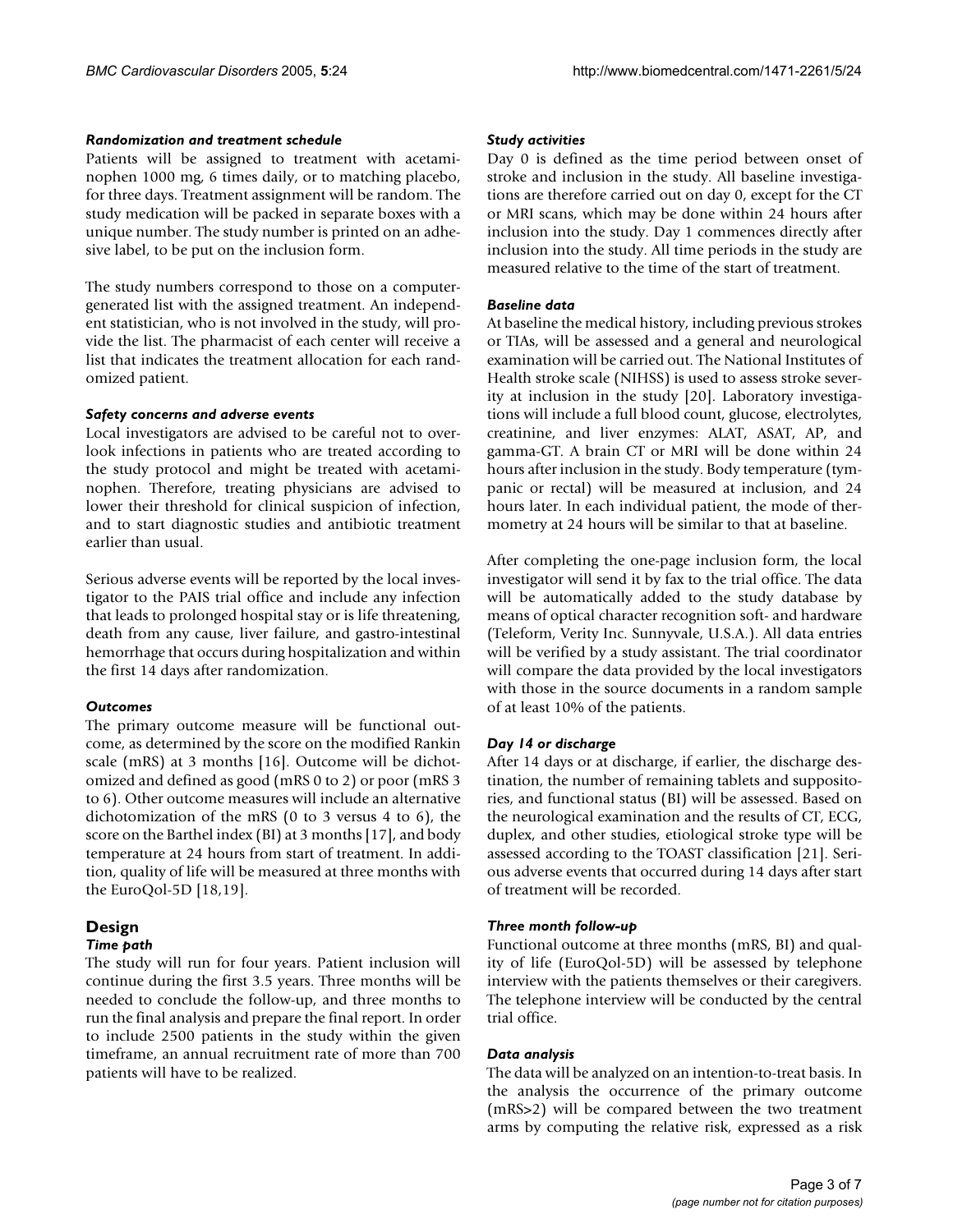### Randomization and treatment schedule

Patients will be assigned to treatment with acetaminophen 1000 mg, 6 times daily, or to matching placebo, for three days. Treatment assignment will be random. The study medication will be packed in separate boxes with a unique number. The study number is printed on an adhesive label, to be put on the inclusion form.

The study numbers correspond to those on a computer-generated list with the assigned treatment. An independent statistician, who is not involved in the study, will provide the list. The pharmacist of each center will receive a list that indicates the treatment allocation for each randomized patient.

### Safety concerns and adverse events

Local investigators are advised to be careful not to overlook infections in patients who are treated according to the study protocol and might be treated with acetaminophen. Therefore, treating physicians are advised to lower their threshold for clinical suspicion of infection, and to start diagnostic studies and antibiotic treatment earlier than usual.

Serious adverse events will be reported by the local investigator to the PAIS trial office and include any infection that leads to prolonged hospital stay or is life threatening, death from any cause, liver failure, and gastro-intestinal hemorrhage that occurs during hospitalization and within the first 14 days after randomization.

### Outcomes

The primary outcome measure will be functional outcome, as determined by the score on the modified Rankin scale (mRS) at 3 months [16]. Outcome will be dichotomized and defined as good (mRS 0 to 2) or poor (mRS 3 to 6). Other outcome measures will include an alternative dichotomization of the mRS (0 to 3 versus 4 to 6), the score on the Barthel index (BI) at 3 months [17], and body temperature at 24 hours from start of treatment. In addition, quality of life will be measured at three months with the EuroQol-5D [18,19].

## Design

### Time path

The study will run for four years. Patient inclusion will continue during the first 3.5 years. Three months will be needed to conclude the follow-up, and three months to run the final analysis and prepare the final report. In order to include 2500 patients in the study within the given timeframe, an annual recruitment rate of more than 700 patients will have to be realized.

### Study activities

Day 0 is defined as the time period between onset of stroke and inclusion in the study. All baseline investigations are therefore carried out on day 0, except for the CT or MRI scans, which may be done within 24 hours after inclusion into the study. Day 1 commences directly after inclusion into the study. All time periods in the study are measured relative to the time of the start of treatment.

### Baseline data

At baseline the medical history, including previous strokes or TIAs, will be assessed and a general and neurological examination will be carried out. The National Institutes of Health stroke scale (NIHSS) is used to assess stroke severity at inclusion in the study [20]. Laboratory investigations will include a full blood count, glucose, electrolytes, creatinine, and liver enzymes: ALAT, ASAT, AP, and gamma-GT. A brain CT or MRI will be done within 24 hours after inclusion in the study. Body temperature (tympanic or rectal) will be measured at inclusion, and 24 hours later. In each individual patient, the mode of thermometry at 24 hours will be similar to that at baseline.

After completing the one-page inclusion form, the local investigator will send it by fax to the trial office. The data will be automatically added to the study database by means of optical character recognition soft- and hardware (Teleform, Verity Inc. Sunnyvale, U.S.A.). All data entries will be verified by a study assistant. The trial coordinator will compare the data provided by the local investigators with those in the source documents in a random sample of at least 10% of the patients.

### Day 14 or discharge

After 14 days or at discharge, if earlier, the discharge destination, the number of remaining tablets and suppositories, and functional status (BI) will be assessed. Based on the neurological examination and the results of CT, ECG, duplex, and other studies, etiological stroke type will be assessed according to the TOAST classification [21]. Serious adverse events that occurred during 14 days after start of treatment will be recorded.

### Three month follow-up

Functional outcome at three months (mRS, BI) and quality of life (EuroQol-5D) will be assessed by telephone interview with the patients themselves or their caregivers. The telephone interview will be conducted by the central trial office.

### Data analysis

The data will be analyzed on an intention-to-treat basis. In the analysis the occurrence of the primary outcome (mRS>2) will be compared between the two treatment arms by computing the relative risk, expressed as a risk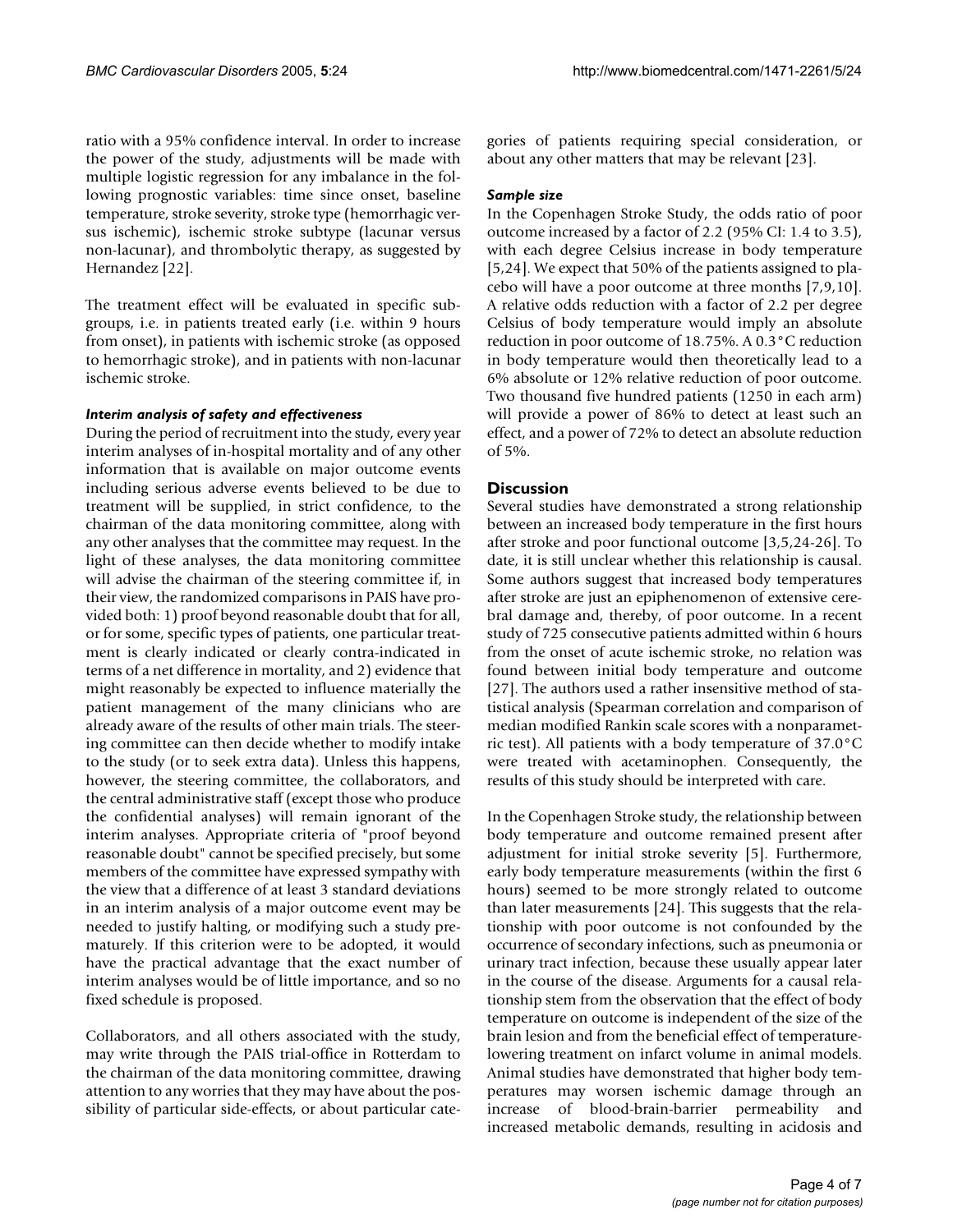ratio with a 95% confidence interval. In order to increase the power of the study, adjustments will be made with multiple logistic regression for any imbalance in the following prognostic variables: time since onset, baseline temperature, stroke severity, stroke type (hemorrhagic versus ischemic), ischemic stroke subtype (lacunar versus non-lacunar), and thrombolytic therapy, as suggested by Hernandez [22].

The treatment effect will be evaluated in specific subgroups, i.e. in patients treated early (i.e. within 9 hours from onset), in patients with ischemic stroke (as opposed to hemorrhagic stroke), and in patients with non-lacunar ischemic stroke.

#### *Interim analysis of safety and effectiveness*

During the period of recruitment into the study, every year interim analyses of in-hospital mortality and of any other information that is available on major outcome events including serious adverse events believed to be due to treatment will be supplied, in strict confidence, to the chairman of the data monitoring committee, along with any other analyses that the committee may request. In the light of these analyses, the data monitoring committee will advise the chairman of the steering committee if, in their view, the randomized comparisons in PAIS have provided both: 1) proof beyond reasonable doubt that for all, or for some, specific types of patients, one particular treatment is clearly indicated or clearly contra-indicated in terms of a net difference in mortality, and 2) evidence that might reasonably be expected to influence materially the patient management of the many clinicians who are already aware of the results of other main trials. The steering committee can then decide whether to modify intake to the study (or to seek extra data). Unless this happens, however, the steering committee, the collaborators, and the central administrative staff (except those who produce the confidential analyses) will remain ignorant of the interim analyses. Appropriate criteria of "proof beyond reasonable doubt" cannot be specified precisely, but some members of the committee have expressed sympathy with the view that a difference of at least 3 standard deviations in an interim analysis of a major outcome event may be needed to justify halting, or modifying such a study prematurely. If this criterion were to be adopted, it would have the practical advantage that the exact number of interim analyses would be of little importance, and so no fixed schedule is proposed.

Collaborators, and all others associated with the study, may write through the PAIS trial-office in Rotterdam to the chairman of the data monitoring committee, drawing attention to any worries that they may have about the possibility of particular side-effects, or about particular categories of patients requiring special consideration, or about any other matters that may be relevant [23].

#### *Sample size*

In the Copenhagen Stroke Study, the odds ratio of poor outcome increased by a factor of 2.2 (95% CI: 1.4 to 3.5), with each degree Celsius increase in body temperature [5,24]. We expect that 50% of the patients assigned to placebo will have a poor outcome at three months [7,9,10]. A relative odds reduction with a factor of 2.2 per degree Celsius of body temperature would imply an absolute reduction in poor outcome of 18.75%. A 0.3°C reduction in body temperature would then theoretically lead to a 6% absolute or 12% relative reduction of poor outcome. Two thousand five hundred patients (1250 in each arm) will provide a power of 86% to detect at least such an effect, and a power of 72% to detect an absolute reduction of 5%.

## Discussion

Several studies have demonstrated a strong relationship between an increased body temperature in the first hours after stroke and poor functional outcome [3,5,24-26]. To date, it is still unclear whether this relationship is causal. Some authors suggest that increased body temperatures after stroke are just an epiphenomenon of extensive cerebral damage and, thereby, of poor outcome. In a recent study of 725 consecutive patients admitted within 6 hours from the onset of acute ischemic stroke, no relation was found between initial body temperature and outcome [27]. The authors used a rather insensitive method of statistical analysis (Spearman correlation and comparison of median modified Rankin scale scores with a nonparametric test). All patients with a body temperature of 37.0°C were treated with acetaminophen. Consequently, the results of this study should be interpreted with care.

In the Copenhagen Stroke study, the relationship between body temperature and outcome remained present after adjustment for initial stroke severity [5]. Furthermore, early body temperature measurements (within the first 6 hours) seemed to be more strongly related to outcome than later measurements [24]. This suggests that the relationship with poor outcome is not confounded by the occurrence of secondary infections, such as pneumonia or urinary tract infection, because these usually appear later in the course of the disease. Arguments for a causal relationship stem from the observation that the effect of body temperature on outcome is independent of the size of the brain lesion and from the beneficial effect of temperature-lowering treatment on infarct volume in animal models. Animal studies have demonstrated that higher body temperatures may worsen ischemic damage through an increase of blood-brain-barrier permeability and increased metabolic demands, resulting in acidosis and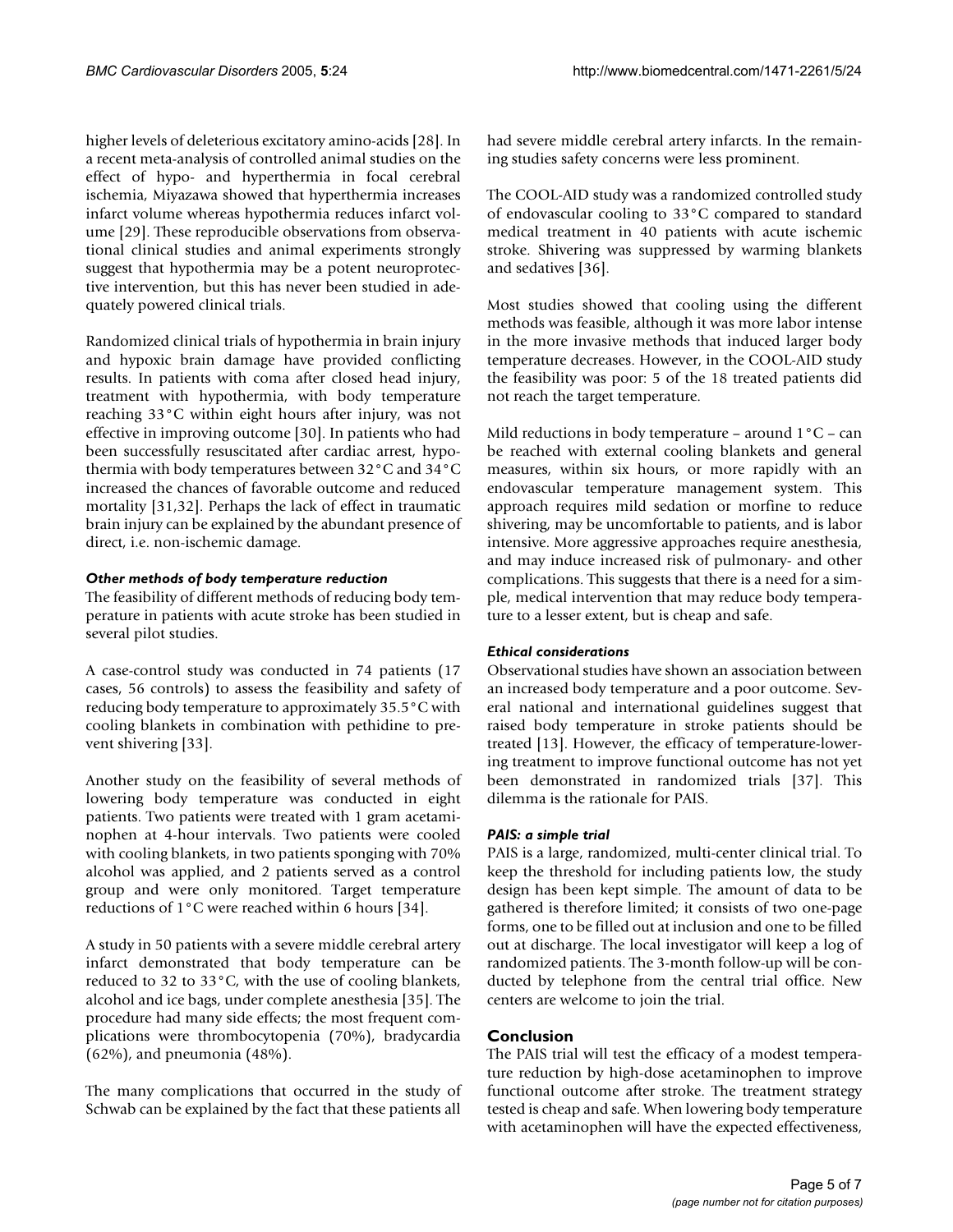higher levels of deleterious excitatory amino-acids [28]. In a recent meta-analysis of controlled animal studies on the effect of hypo- and hyperthermia in focal cerebral ischemia, Miyazawa showed that hyperthermia increases infarct volume whereas hypothermia reduces infarct volume [29]. These reproducible observations from observational clinical studies and animal experiments strongly suggest that hypothermia may be a potent neuroprotective intervention, but this has never been studied in adequately powered clinical trials.

Randomized clinical trials of hypothermia in brain injury and hypoxic brain damage have provided conflicting results. In patients with coma after closed head injury, treatment with hypothermia, with body temperature reaching 33°C within eight hours after injury, was not effective in improving outcome [30]. In patients who had been successfully resuscitated after cardiac arrest, hypothermia with body temperatures between 32°C and 34°C increased the chances of favorable outcome and reduced mortality [31,32]. Perhaps the lack of effect in traumatic brain injury can be explained by the abundant presence of direct, i.e. non-ischemic damage.

### *Other methods of body temperature reduction*

The feasibility of different methods of reducing body temperature in patients with acute stroke has been studied in several pilot studies.

A case-control study was conducted in 74 patients (17 cases, 56 controls) to assess the feasibility and safety of reducing body temperature to approximately 35.5°C with cooling blankets in combination with pethidine to prevent shivering [33].

Another study on the feasibility of several methods of lowering body temperature was conducted in eight patients. Two patients were treated with 1 gram acetaminophen at 4-hour intervals. Two patients were cooled with cooling blankets, in two patients sponging with 70% alcohol was applied, and 2 patients served as a control group and were only monitored. Target temperature reductions of 1°C were reached within 6 hours [34].

A study in 50 patients with a severe middle cerebral artery infarct demonstrated that body temperature can be reduced to 32 to 33°C, with the use of cooling blankets, alcohol and ice bags, under complete anesthesia [35]. The procedure had many side effects; the most frequent complications were thrombocytopenia (70%), bradycardia (62%), and pneumonia (48%).

The many complications that occurred in the study of Schwab can be explained by the fact that these patients all had severe middle cerebral artery infarcts. In the remaining studies safety concerns were less prominent.

The COOL-AID study was a randomized controlled study of endovascular cooling to 33°C compared to standard medical treatment in 40 patients with acute ischemic stroke. Shivering was suppressed by warming blankets and sedatives [36].

Most studies showed that cooling using the different methods was feasible, although it was more labor intense in the more invasive methods that induced larger body temperature decreases. However, in the COOL-AID study the feasibility was poor: 5 of the 18 treated patients did not reach the target temperature.

Mild reductions in body temperature – around 1°C – can be reached with external cooling blankets and general measures, within six hours, or more rapidly with an endovascular temperature management system. This approach requires mild sedation or morfine to reduce shivering, may be uncomfortable to patients, and is labor intensive. More aggressive approaches require anesthesia, and may induce increased risk of pulmonary- and other complications. This suggests that there is a need for a simple, medical intervention that may reduce body temperature to a lesser extent, but is cheap and safe.

### *Ethical considerations*

Observational studies have shown an association between an increased body temperature and a poor outcome. Several national and international guidelines suggest that raised body temperature in stroke patients should be treated [13]. However, the efficacy of temperature-lowering treatment to improve functional outcome has not yet been demonstrated in randomized trials [37]. This dilemma is the rationale for PAIS.

### *PAIS: a simple trial*

PAIS is a large, randomized, multi-center clinical trial. To keep the threshold for including patients low, the study design has been kept simple. The amount of data to be gathered is therefore limited; it consists of two one-page forms, one to be filled out at inclusion and one to be filled out at discharge. The local investigator will keep a log of randomized patients. The 3-month follow-up will be conducted by telephone from the central trial office. New centers are welcome to join the trial.

## Conclusion

The PAIS trial will test the efficacy of a modest temperature reduction by high-dose acetaminophen to improve functional outcome after stroke. The treatment strategy tested is cheap and safe. When lowering body temperature with acetaminophen will have the expected effectiveness,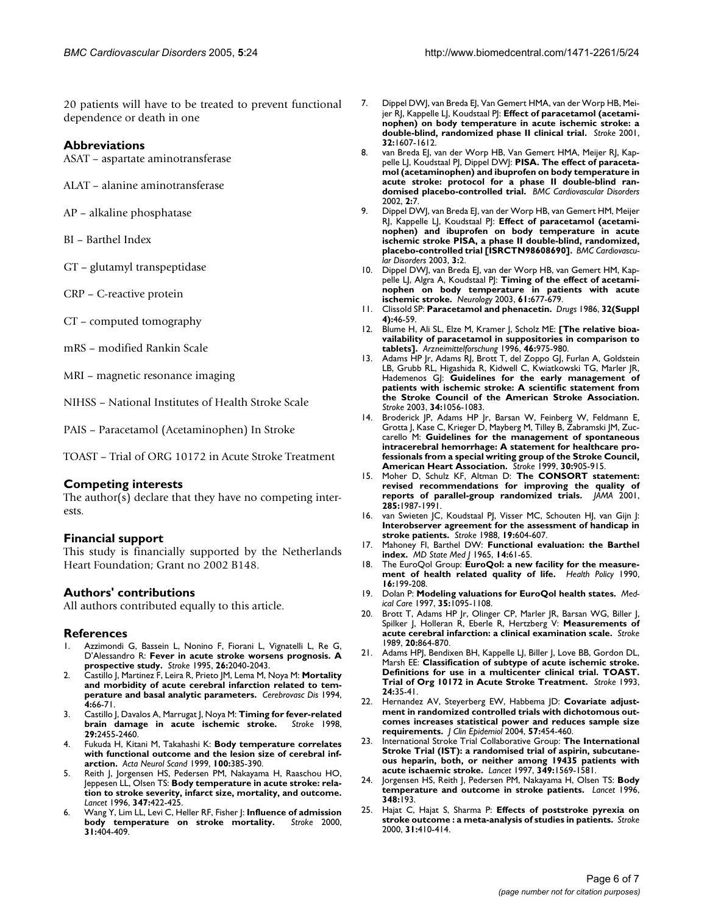20 patients will have to be treated to prevent functional dependence or death in one

## Abbreviations

ASAT – aspartate aminotransferase

ALAT – alanine aminotransferase

AP – alkaline phosphatase

BI – Barthel Index

GT – glutamyl transpeptidase

CRP – C-reactive protein

CT – computed tomography

mRS – modified Rankin Scale

MRI – magnetic resonance imaging

NIHSS – National Institutes of Health Stroke Scale

PAIS – Paracetamol (Acetaminophen) In Stroke

TOAST – Trial of ORG 10172 in Acute Stroke Treatment

## Competing interests

The author(s) declare that they have no competing interests.

## Financial support

This study is financially supported by the Netherlands Heart Foundation; Grant no 2002 B148.

## Authors' contributions

All authors contributed equally to this article.

## References

1. Azzimondi G, Bassein L, Nonino F, Fiorani L, Vignatelli L, Re G, D'Alessandro R: **Fever in acute stroke worsens prognosis. A prospective study.** *Stroke* 1995, **26:**2040-2043.
2. Castillo J, Martinez F, Leira R, Prieto JM, Lema M, Noya M: **Mortality and morbidity of acute cerebral infarction related to temperature and basal analytic parameters.** *Cerebrovasc Dis* 1994, **4:**66-71.
3. Castillo J, Davalos A, Marrugat J, Noya M: **Timing for fever-related brain damage in acute ischemic stroke.** *Stroke* 1998, **29:**2455-2460.
4. Fukuda H, Kitani M, Takahashi K: **Body temperature correlates with functional outcome and the lesion size of cerebral infarction.** *Acta Neurol Scand* 1999, **100:**385-390.
5. Reith J, Jorgensen HS, Pedersen PM, Nakayama H, Raaschou HO, Jeppesen LL, Olsen TS: **Body temperature in acute stroke: relation to stroke severity, infarct size, mortality, and outcome.** *Lancet* 1996, **347:**422-425.
6. Wang Y, Lim LL, Levi C, Heller RF, Fisher J: **Influence of admission body temperature on stroke mortality.** *Stroke* 2000, **31:**404-409.
7. Dippel DWJ, van Breda EJ, Van Gemert HMA, van der Worp HB, Meijer RJ, Kappelle LJ, Koudstaal PJ: **Effect of paracetamol (acetaminophen) on body temperature in acute ischemic stroke: a double-blind, randomized phase II clinical trial.** *Stroke* 2001, **32:**1607-1612.
8. van Breda EJ, van der Worp HB, Van Gemert HMA, Meijer RJ, Kappelle LJ, Koudstaal PJ, Dippel DWJ: **PISA. The effect of paracetamol (acetaminophen) and ibuprofen on body temperature in acute stroke: protocol for a phase II double-blind randomised placebo-controlled trial.** *BMC Cardiovascular Disorders* 2002, **2:**7.
9. Dippel DWJ, van Breda EJ, van der Worp HB, van Gemert HM, Meijer RJ, Kappelle LJ, Koudstaal PJ: **Effect of paracetamol (acetaminophen) and ibuprofen on body temperature in acute ischemic stroke PISA, a phase II double-blind, randomized, placebo-controlled trial [ISRCTN98608690].** *BMC Cardiovascular Disorders* 2003, **3:**2.
10. Dippel DWJ, van Breda EJ, van der Worp HB, van Gemert HM, Kappelle LJ, Algra A, Koudstaal PJ: **Timing of the effect of acetaminophen on body temperature in patients with acute ischemic stroke.** *Neurology* 2003, **61:**677-679.
11. Clissold SP: **Paracetamol and phenacetin.** *Drugs* 1986, **32(Suppl 4):**46-59.
12. Blume H, Ali SL, Elze M, Kramer J, Scholz ME: **[The relative bioavailability of paracetamol in suppositories in comparison to tablets].** *Arzneimittelforschung* 1996, **46:**975-980.
13. Adams HP Jr, Adams RJ, Brott T, del Zoppo GJ, Furlan A, Goldstein LB, Grubb RL, Higashida R, Kidwell C, Kwiatkowski TG, Marler JR, Hademenos GJ: **Guidelines for the early management of patients with ischemic stroke: A scientific statement from the Stroke Council of the American Stroke Association.** *Stroke* 2003, **34:**1056-1083.
14. Broderick JP, Adams HP Jr, Barsan W, Feinberg W, Feldmann E, Grotta J, Kase C, Krieger D, Mayberg M, Tilley B, Zabramski JM, Zuccarello M: **Guidelines for the management of spontaneous intracerebral hemorrhage: A statement for healthcare professionals from a special writing group of the Stroke Council, American Heart Association.** *Stroke* 1999, **30:**905-915.
15. Moher D, Schulz KF, Altman D: **The CONSORT statement: revised recommendations for improving the quality of reports of parallel-group randomized trials.** *JAMA* 2001, **285:**1987-1991.
16. van Swieten JC, Koudstaal PJ, Visser MC, Schouten HJ, van Gijn J: **Interobserver agreement for the assessment of handicap in stroke patients.** *Stroke* 1988, **19:**604-607.
17. Mahoney FI, Barthel DW: **Functional evaluation: the Barthel index.** *MD State Med J* 1965, **14:**61-65.
18. The EuroQol Group: **EuroQol: a new facility for the measurement of health related quality of life.** *Health Policy* 1990, **16:**199-208.
19. Dolan P: **Modeling valuations for EuroQol health states.** *Medical Care* 1997, **35:**1095-1108.
20. Brott T, Adams HP Jr, Olinger CP, Marler JR, Barsan WG, Biller J, Spilker J, Holleran R, Eberle R, Hertzberg V: **Measurements of acute cerebral infarction: a clinical examination scale.** *Stroke* 1989, **20:**864-870.
21. Adams HPJ, Bendixen BH, Kappelle LJ, Biller J, Love BB, Gordon DL, Marsh EE: **Classification of subtype of acute ischemic stroke. Definitions for use in a multicenter clinical trial. TOAST. Trial of Org 10172 in Acute Stroke Treatment.** *Stroke* 1993, **24:**35-41.
22. Hernandez AV, Steyerberg EW, Habbema JD: **Covariate adjustment in randomized controlled trials with dichotomous outcomes increases statistical power and reduces sample size requirements.** *J Clin Epidemiol* 2004, **57:**454-460.
23. International Stroke Trial Collaborative Group: **The International Stroke Trial (IST): a randomised trial of aspirin, subcutaneous heparin, both, or neither among 19435 patients with acute ischaemic stroke.** *Lancet* 1997, **349:**1569-1581.
24. Jorgensen HS, Reith J, Pedersen PM, Nakayama H, Olsen TS: **Body temperature and outcome in stroke patients.** *Lancet* 1996, **348:**193.
25. Hajat C, Hajat S, Sharma P: **Effects of poststroke pyrexia on stroke outcome : a meta-analysis of studies in patients.** *Stroke* 2000, **31:**410-414.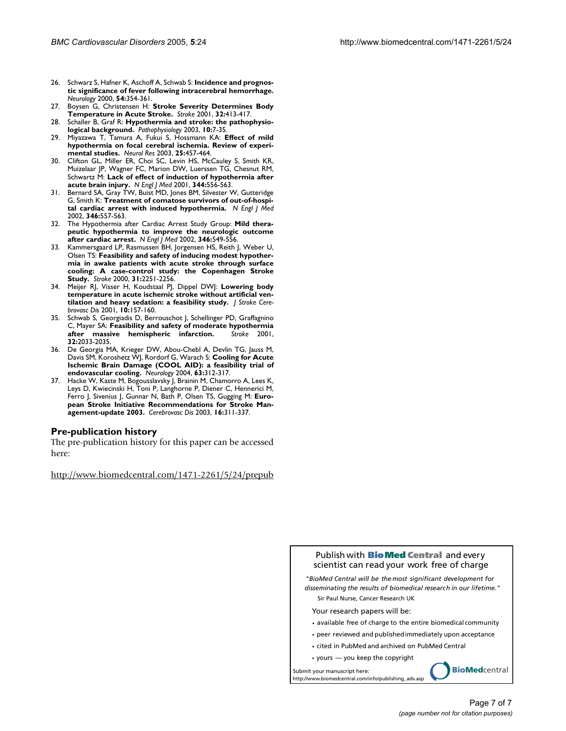26. Schwarz S, Hafner K, Aschoff A, Schwab S: **Incidence and prognostic significance of fever following intracerebral hemorrhage.** *Neurology* 2000, **54:**354-361.
27. Boysen G, Christensen H: **Stroke Severity Determines Body Temperature in Acute Stroke.** *Stroke* 2001, **32:**413-417.
28. Schaller B, Graf R: **Hypothermia and stroke: the pathophysiological background.** *Pathophysiology* 2003, **10:**7-35.
29. Miyazawa T, Tamura A, Fukui S, Hossmann KA: **Effect of mild hypothermia on focal cerebral ischemia. Review of experimental studies.** *Neurol Res* 2003, **25:**457-464.
30. Clifton GL, Miller ER, Choi SC, Levin HS, McCauley S, Smith KR, Muizelaar JP, Wagner FC, Marion DW, Luerssen TG, Chesnut RM, Schwartz M: **Lack of effect of induction of hypothermia after acute brain injury.** *N Engl J Med* 2001, **344:**556-563.
31. Bernard SA, Gray TW, Buist MD, Jones BM, Silvester W, Gutteridge G, Smith K: **Treatment of comatose survivors of out-of-hospital cardiac arrest with induced hypothermia.** *N Engl J Med* 2002, **346:**557-563.
32. The Hypothermia after Cardiac Arrest Study Group: **Mild therapeutic hypothermia to improve the neurologic outcome after cardiac arrest.** *N Engl J Med* 2002, **346:**549-556.
33. Kammersgaard LP, Rasmussen BH, Jorgensen HS, Reith J, Weber U, Olsen TS: **Feasibility and safety of inducing modest hypothermia in awake patients with acute stroke through surface cooling: A case-control study: the Copenhagen Stroke Study.** *Stroke* 2000, **31:**2251-2256.
34. Meijer RJ, Visser H, Koudstaal PJ, Dippel DWJ: **Lowering body temperature in acute ischemic stroke without artificial ventilation and heavy sedation: a feasibility study.** *J Stroke Cerebrovasc Dis* 2001, **10:**157-160.
35. Schwab S, Georgiadis D, Berrouschot J, Schellinger PD, Graffagnino C, Mayer SA: **Feasibility and safety of moderate hypothermia after massive hemispheric infarction.** *Stroke* 2001, **32:**2033-2035.
36. De Georgia MA, Krieger DW, Abou-Chebl A, Devlin TG, Jauss M, Davis SM, Koroshetz WJ, Rordorf G, Warach S: **Cooling for Acute Ischemic Brain Damage (COOL AID): a feasibility trial of endovascular cooling.** *Neurology* 2004, **63:**312-317.
37. Hacke W, Kaste M, Bogousslavsky J, Brainin M, Chamorro A, Lees K, Leys D, Kwiecinski H, Toni P, Langhorne P, Diener C, Hennerici M, Ferro J, Sivenius J, Gunnar N, Bath P, Olsen TS, Gugging M: **European Stroke Initiative Recommendations for Stroke Management-update 2003.** *Cerebrovasc Dis* 2003, **16:**311-337.

## Pre-publication history

The pre-publication history for this paper can be accessed here:

http://www.biomedcentral.com/1471-2261/5/24/prepub

Publish with **BioMed Central** and every scientist can read your work free of charge

*"BioMed Central will be the most significant development for disseminating the results of biomedical research in our lifetime."*

Sir Paul Nurse, Cancer Research UK

Your research papers will be:

- available free of charge to the entire biomedical community
- peer reviewed and published immediately upon acceptance
- cited in PubMed and archived on PubMed Central
- yours — you keep the copyright

Submit your manuscript here:
http://www.biomedcentral.com/info/publishing_adv.asp

BioMedcentral